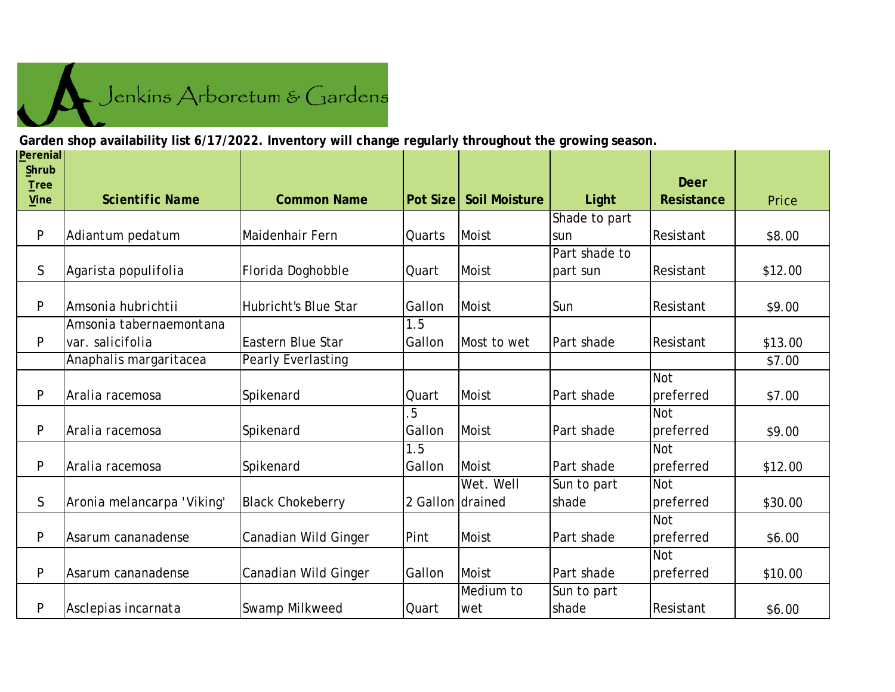Jenkins Arboretum & Gardens

**Garden shop availability list 6/17/2022. Inventory will change regularly throughout the growing season.**

| Perenial Shrub Tree Vine | Scientific Name | Common Name | Pot Size | Soil Moisture | Light | Deer Resistance | Price |
|---|---|---|---|---|---|---|---|
| P | Adiantum pedatum | Maidenhair Fern | Quarts | Moist | Shade to part sun | Resistant | $8.00 |
| S | Agarista populifolia | Florida Doghobble | Quart | Moist | Part shade to part sun | Resistant | $12.00 |
| P | Amsonia hubrichtii | Hubricht's Blue Star | Gallon | Moist | Sun | Resistant | $9.00 |
| P | Amsonia tabernaemontana var. salicifolia | Eastern Blue Star | 1.5 Gallon | Most to wet | Part shade | Resistant | $13.00 |
| | Anaphalis margaritacea | Pearly Everlasting | | | | | $7.00 |
| P | Aralia racemosa | Spikenard | Quart | Moist | Part shade | Not preferred | $7.00 |
| P | Aralia racemosa | Spikenard | .5 Gallon | Moist | Part shade | Not preferred | $9.00 |
| P | Aralia racemosa | Spikenard | 1.5 Gallon | Moist | Part shade | Not preferred | $12.00 |
| S | Aronia melancarpa 'Viking' | Black Chokeberry | 2 Gallon | Wet. Well drained | Sun to part shade | Not preferred | $30.00 |
| P | Asarum cananadense | Canadian Wild Ginger | Pint | Moist | Part shade | Not preferred | $6.00 |
| P | Asarum cananadense | Canadian Wild Ginger | Gallon | Moist | Part shade | Not preferred | $10.00 |
| P | Asclepias incarnata | Swamp Milkweed | Quart | Medium to wet | Sun to part shade | Resistant | $6.00 |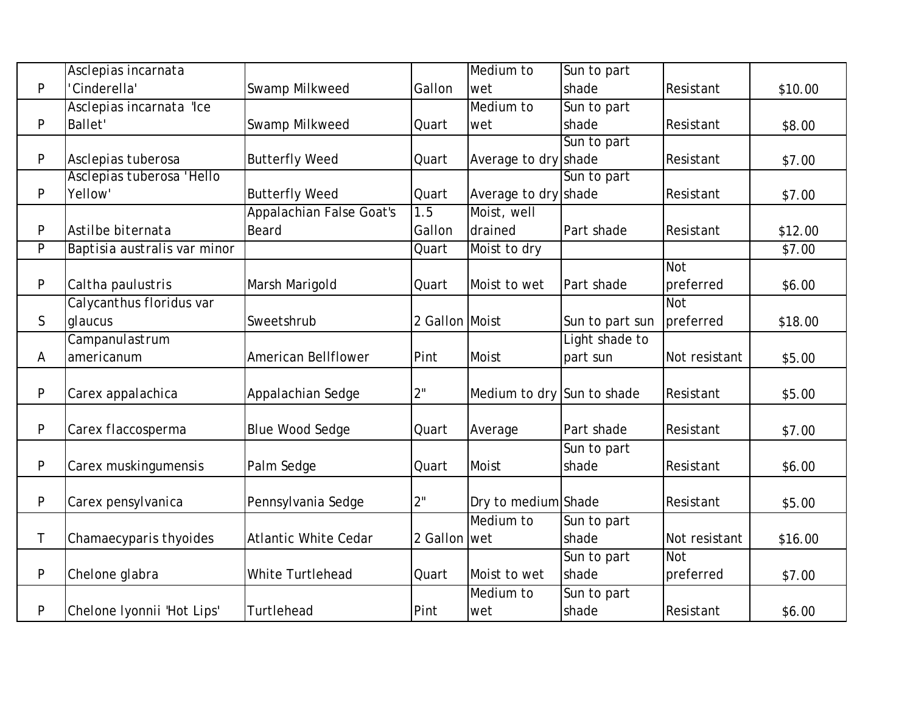| | | | | | | | |
|---|---|---|---|---|---|---|---|
| P | Asclepias incarnata 'Cinderella' | Swamp Milkweed | Gallon | Medium to wet | Sun to part shade | Resistant | $10.00 |
| P | Asclepias incarnata 'Ice Ballet' | Swamp Milkweed | Quart | Medium to wet | Sun to part shade | Resistant | $8.00 |
| P | Asclepias tuberosa | Butterfly Weed | Quart | Average to dry | Sun to part shade | Resistant | $7.00 |
| P | Asclepias tuberosa 'Hello Yellow' | Butterfly Weed | Quart | Average to dry | Sun to part shade | Resistant | $7.00 |
| P | Astilbe biternata | Appalachian False Goat's Beard | 1.5 Gallon | Moist, well drained | Part shade | Resistant | $12.00 |
| P | Baptisia australis var minor | | Quart | Moist to dry | | | $7.00 |
| P | Caltha paulustris | Marsh Marigold | Quart | Moist to wet | Part shade | Not preferred | $6.00 |
| S | Calycanthus floridus var glaucus | Sweetshrub | 2 Gallon | Moist | Sun to part sun | Not preferred | $18.00 |
| A | Campanulastrum americanum | American Bellflower | Pint | Moist | Light shade to part sun | Not resistant | $5.00 |
| P | Carex appalachica | Appalachian Sedge | 2" | Medium to dry | Sun to shade | Resistant | $5.00 |
| P | Carex flaccosperma | Blue Wood Sedge | Quart | Average | Part shade | Resistant | $7.00 |
| P | Carex muskingumensis | Palm Sedge | Quart | Moist | Sun to part shade | Resistant | $6.00 |
| P | Carex pensylvanica | Pennsylvania Sedge | 2" | Dry to medium | Shade | Resistant | $5.00 |
| T | Chamaecyparis thyoides | Atlantic White Cedar | 2 Gallon | Medium to wet | Sun to part shade | Not resistant | $16.00 |
| P | Chelone glabra | White Turtlehead | Quart | Moist to wet | Sun to part shade | Not preferred | $7.00 |
| P | Chelone lyonnii 'Hot Lips' | Turtlehead | Pint | Medium to wet | Sun to part shade | Resistant | $6.00 |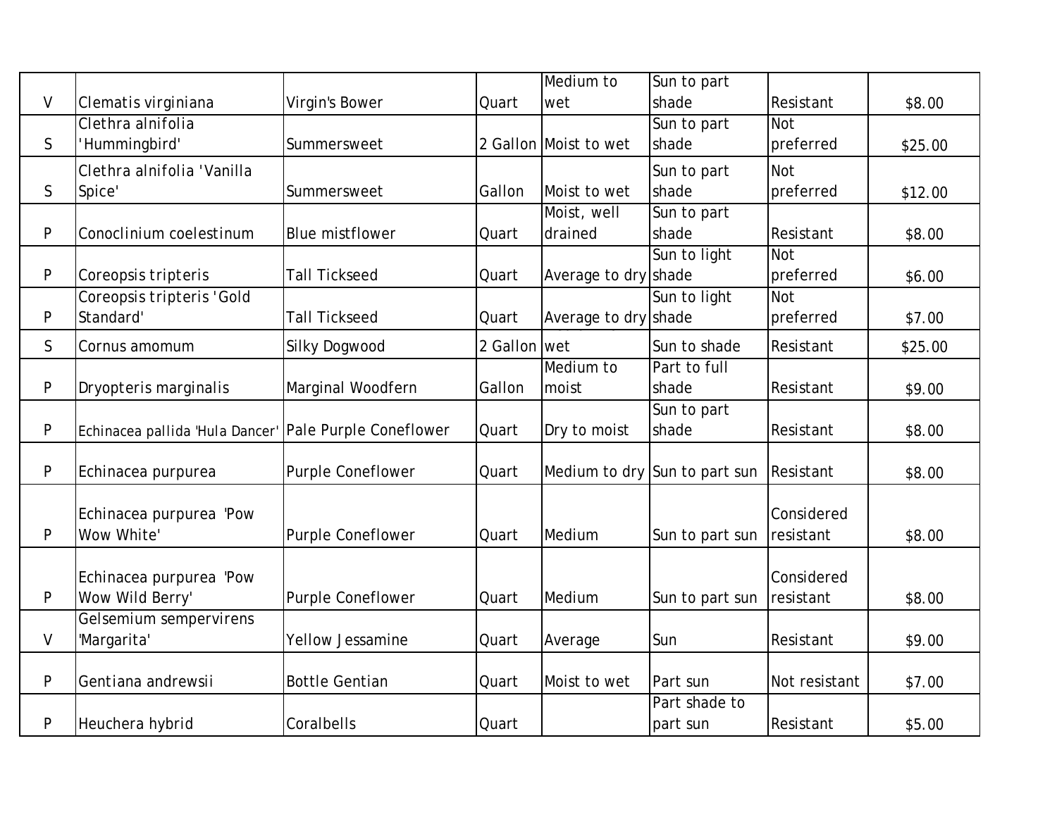| | | | | | | | |
|---|---|---|---|---|---|---|---|
| V | Clematis virginiana | Virgin's Bower | Quart | Medium to wet | Sun to part shade | Resistant | $8.00 |
| S | Clethra alnifolia 'Hummingbird' | Summersweet | 2 Gallon | Moist to wet | Sun to part shade | Not preferred | $25.00 |
| S | Clethra alnifolia 'Vanilla Spice' | Summersweet | Gallon | Moist to wet | Sun to part shade | Not preferred | $12.00 |
| P | Conoclinium coelestinum | Blue mistflower | Quart | Moist, well drained | Sun to part shade | Resistant | $8.00 |
| P | Coreopsis tripteris | Tall Tickseed | Quart | Average to dry | Sun to light shade | Not preferred | $6.00 |
| P | Coreopsis tripteris 'Gold Standard' | Tall Tickseed | Quart | Average to dry | Sun to light shade | Not preferred | $7.00 |
| S | Cornus amomum | Silky Dogwood | 2 Gallon | wet | Sun to shade | Resistant | $25.00 |
| P | Dryopteris marginalis | Marginal Woodfern | Gallon | Medium to moist | Part to full shade | Resistant | $9.00 |
| P | Echinacea pallida 'Hula Dancer' | Pale Purple Coneflower | Quart | Dry to moist | Sun to part shade | Resistant | $8.00 |
| P | Echinacea purpurea | Purple Coneflower | Quart | Medium to dry | Sun to part sun | Resistant | $8.00 |
| P | Echinacea purpurea 'Pow Wow White' | Purple Coneflower | Quart | Medium | Sun to part sun | Considered resistant | $8.00 |
| P | Echinacea purpurea 'Pow Wow Wild Berry' | Purple Coneflower | Quart | Medium | Sun to part sun | Considered resistant | $8.00 |
| V | Gelsemium sempervirens 'Margarita' | Yellow Jessamine | Quart | Average | Sun | Resistant | $9.00 |
| P | Gentiana andrewsii | Bottle Gentian | Quart | Moist to wet | Part sun | Not resistant | $7.00 |
| P | Heuchera hybrid | Coralbells | Quart | | Part shade to part sun | Resistant | $5.00 |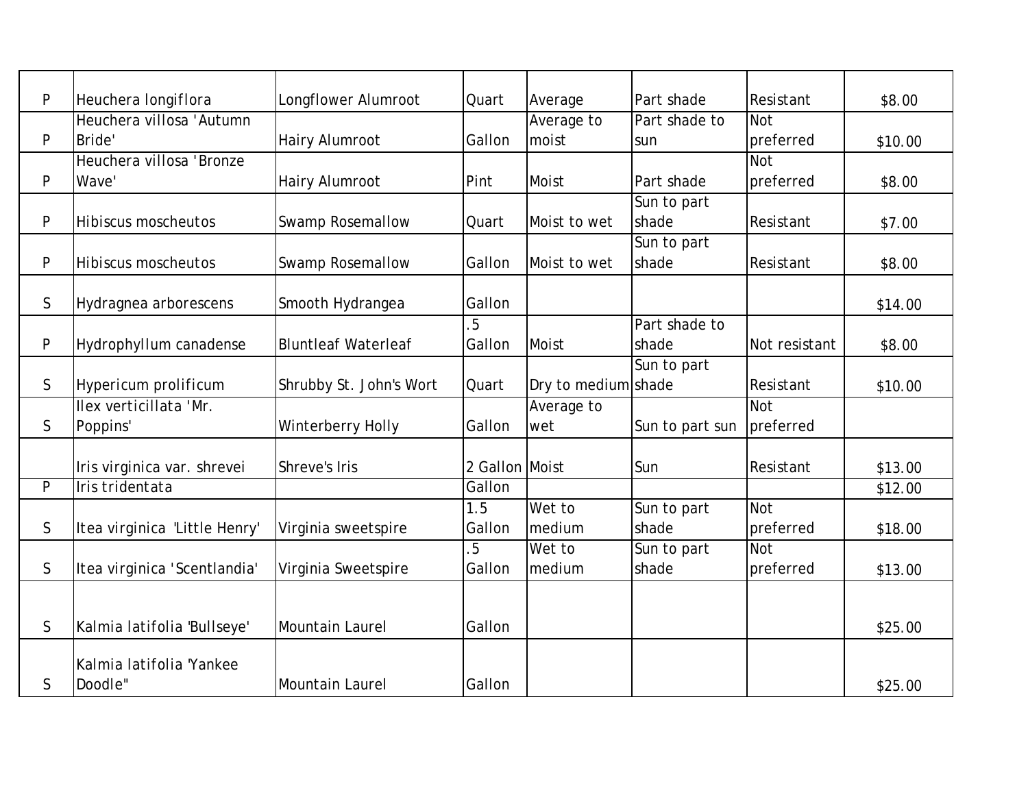| | | | | | | | |
|---|---|---|---|---|---|---|---|
| P | Heuchera longiflora | Longflower Alumroot | Quart | Average | Part shade | Resistant | $8.00 |
| P | Heuchera villosa 'Autumn Bride' | Hairy Alumroot | Gallon | Average to moist | Part shade to sun | Not preferred | $10.00 |
| P | Heuchera villosa 'Bronze Wave' | Hairy Alumroot | Pint | Moist | Part shade | Not preferred | $8.00 |
| P | Hibiscus moscheutos | Swamp Rosemallow | Quart | Moist to wet | Sun to part shade | Resistant | $7.00 |
| P | Hibiscus moscheutos | Swamp Rosemallow | Gallon | Moist to wet | Sun to part shade | Resistant | $8.00 |
| S | Hydragnea arborescens | Smooth Hydrangea | Gallon | | | | $14.00 |
| P | Hydrophyllum canadense | Bluntleaf Waterleaf | .5 Gallon | Moist | Part shade to shade | Not resistant | $8.00 |
| S | Hypericum prolificum | Shrubby St. John's Wort | Quart | Dry to medium | Sun to part shade | Resistant | $10.00 |
| S | Ilex verticillata 'Mr. Poppins' | Winterberry Holly | Gallon | Average to wet | Sun to part sun | Not preferred | |
| | Iris virginica var. shrevei | Shreve's Iris | 2 Gallon | Moist | Sun | Resistant | $13.00 |
| P | Iris tridentata | | Gallon | | | | $12.00 |
| S | Itea virginica 'Little Henry' | Virginia sweetspire | 1.5 Gallon | Wet to medium | Sun to part shade | Not preferred | $18.00 |
| S | Itea virginica 'Scentlandia' | Virginia Sweetspire | .5 Gallon | Wet to medium | Sun to part shade | Not preferred | $13.00 |
| S | Kalmia latifolia 'Bullseye' | Mountain Laurel | Gallon | | | | $25.00 |
| S | Kalmia latifolia 'Yankee Doodle" | Mountain Laurel | Gallon | | | | $25.00 |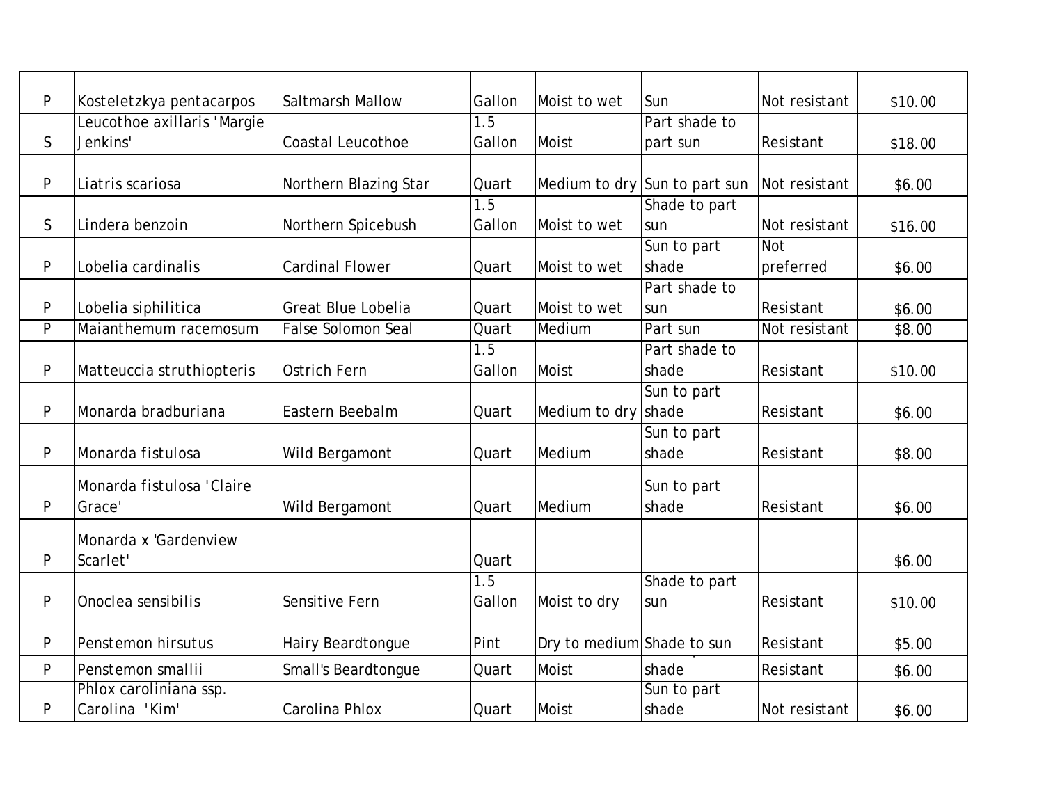| | | | | | | | |
|---|---|---|---|---|---|---|---|
| P | Kosteletzkya pentacarpos | Saltmarsh Mallow | Gallon | Moist to wet | Sun | Not resistant | $10.00 |
| S | Leucothoe axillaris 'Margie Jenkins' | Coastal Leucothoe | 1.5 Gallon | Moist | Part shade to part sun | Resistant | $18.00 |
| P | Liatris scariosa | Northern Blazing Star | Quart | Medium to dry | Sun to part sun | Not resistant | $6.00 |
| S | Lindera benzoin | Northern Spicebush | 1.5 Gallon | Moist to wet | Shade to part sun | Not resistant | $16.00 |
| P | Lobelia cardinalis | Cardinal Flower | Quart | Moist to wet | Sun to part shade | Not preferred | $6.00 |
| P | Lobelia siphilitica | Great Blue Lobelia | Quart | Moist to wet | Part shade to sun | Resistant | $6.00 |
| P | Maianthemum racemosum | False Solomon Seal | Quart | Medium | Part sun | Not resistant | $8.00 |
| P | Matteuccia struthiopteris | Ostrich Fern | 1.5 Gallon | Moist | Part shade to shade | Resistant | $10.00 |
| P | Monarda bradburiana | Eastern Beebalm | Quart | Medium to dry | Sun to part shade | Resistant | $6.00 |
| P | Monarda fistulosa | Wild Bergamont | Quart | Medium | Sun to part shade | Resistant | $8.00 |
| P | Monarda fistulosa 'Claire Grace' | Wild Bergamont | Quart | Medium | Sun to part shade | Resistant | $6.00 |
| P | Monarda x 'Gardenview Scarlet' | | Quart | | | | $6.00 |
| P | Onoclea sensibilis | Sensitive Fern | 1.5 Gallon | Moist to dry | Shade to part sun | Resistant | $10.00 |
| P | Penstemon hirsutus | Hairy Beardtongue | Pint | Dry to medium | Shade to sun | Resistant | $5.00 |
| P | Penstemon smallii | Small's Beardtongue | Quart | Moist | shade | Resistant | $6.00 |
| P | Phlox caroliniana ssp. Carolina 'Kim' | Carolina Phlox | Quart | Moist | Sun to part shade | Not resistant | $6.00 |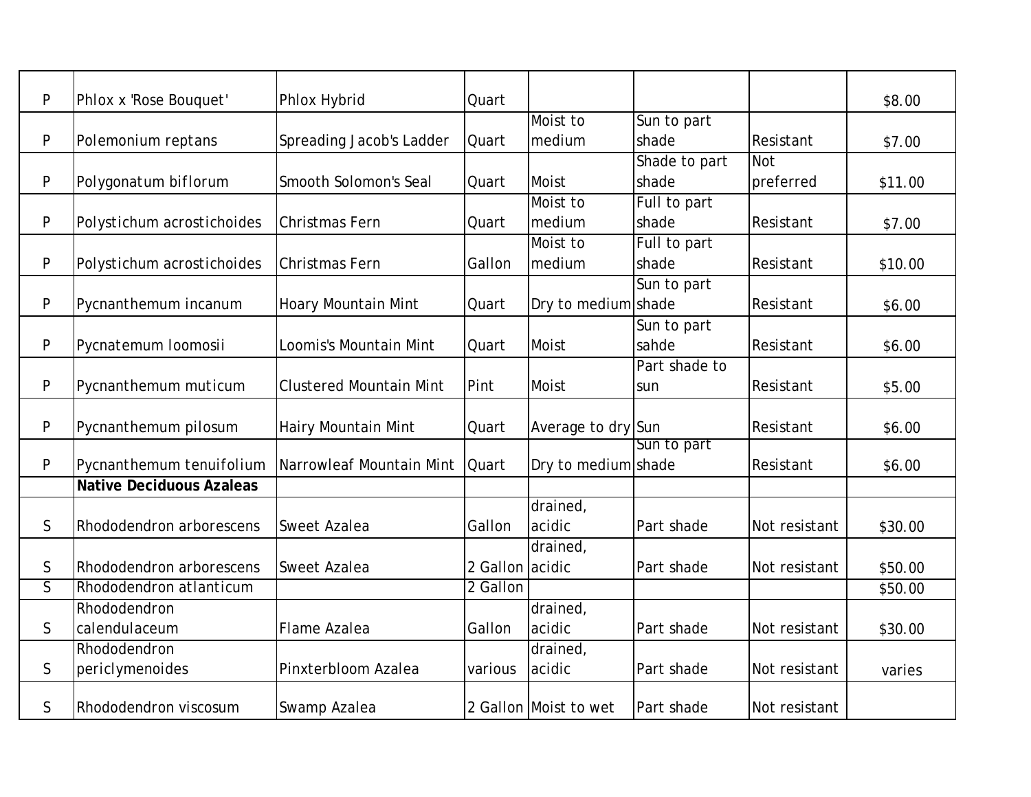| | | | | | | | |
|---|---|---|---|---|---|---|---|
| P | Phlox x 'Rose Bouquet' | Phlox Hybrid | Quart | | | | $8.00 |
| P | Polemonium reptans | Spreading Jacob's Ladder | Quart | Moist to medium | Sun to part shade | Resistant | $7.00 |
| P | Polygonatum biflorum | Smooth Solomon's Seal | Quart | Moist | Shade to part shade | Not preferred | $11.00 |
| P | Polystichum acrostichoides | Christmas Fern | Quart | Moist to medium | Full to part shade | Resistant | $7.00 |
| P | Polystichum acrostichoides | Christmas Fern | Gallon | Moist to medium | Full to part shade | Resistant | $10.00 |
| P | Pycnanthemum incanum | Hoary Mountain Mint | Quart | Dry to medium | Sun to part shade | Resistant | $6.00 |
| P | Pycnatemum loomosii | Loomis's Mountain Mint | Quart | Moist | Sun to part sahde | Resistant | $6.00 |
| P | Pycnanthemum muticum | Clustered Mountain Mint | Pint | Moist | Part shade to sun | Resistant | $5.00 |
| P | Pycnanthemum pilosum | Hairy Mountain Mint | Quart | Average to dry | Sun | Resistant | $6.00 |
| P | Pycnanthemum tenuifolium | Narrowleaf Mountain Mint | Quart | Dry to medium | Sun to part shade | Resistant | $6.00 |
| | **Native Deciduous Azaleas** | | | | | | |
| S | Rhododendron arborescens | Sweet Azalea | Gallon | drained, acidic | Part shade | Not resistant | $30.00 |
| S | Rhododendron arborescens | Sweet Azalea | 2 Gallon | drained, acidic | Part shade | Not resistant | $50.00 |
| S | Rhododendron atlanticum | | 2 Gallon | | | | $50.00 |
| S | Rhododendron calendulaceum | Flame Azalea | Gallon | drained, acidic | Part shade | Not resistant | $30.00 |
| S | Rhododendron periclymenoides | Pinxterbloom Azalea | various | drained, acidic | Part shade | Not resistant | varies |
| S | Rhododendron viscosum | Swamp Azalea | 2 Gallon | Moist to wet | Part shade | Not resistant | |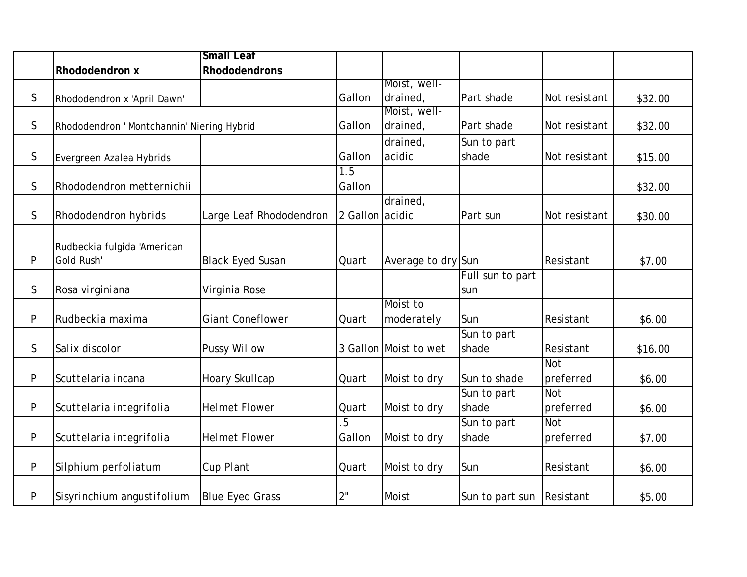|  | Rhododendron x | Small Leaf Rhododendrons |  |  |  |  |  |
|---|---|---|---|---|---|---|---|
| S | Rhododendron x 'April Dawn' |  | Gallon | Moist, well-drained, | Part shade | Not resistant | $32.00 |
| S | Rhododendron ' Montchannin' Niering Hybrid |  | Gallon | Moist, well-drained, | Part shade | Not resistant | $32.00 |
| S | Evergreen Azalea Hybrids |  | Gallon | drained, acidic | Sun to part shade | Not resistant | $15.00 |
| S | Rhododendron metternichii |  | 1.5 Gallon |  |  |  | $32.00 |
| S | Rhododendron hybrids | Large Leaf Rhododendron | 2 Gallon | drained, acidic | Part sun | Not resistant | $30.00 |
| P | Rudbeckia fulgida 'American Gold Rush' | Black Eyed Susan | Quart | Average to dry | Sun | Resistant | $7.00 |
| S | Rosa virginiana | Virginia Rose |  |  | Full sun to part sun |  |  |
| P | Rudbeckia maxima | Giant Coneflower | Quart | Moist to moderately | Sun | Resistant | $6.00 |
| S | Salix discolor | Pussy Willow | 3 Gallon | Moist to wet | Sun to part shade | Resistant | $16.00 |
| P | Scuttelaria incana | Hoary Skullcap | Quart | Moist to dry | Sun to shade | Not preferred | $6.00 |
| P | Scuttelaria integrifolia | Helmet Flower | Quart | Moist to dry | Sun to part shade | Not preferred | $6.00 |
| P | Scuttelaria integrifolia | Helmet Flower | .5 Gallon | Moist to dry | Sun to part shade | Not preferred | $7.00 |
| P | Silphium perfoliatum | Cup Plant | Quart | Moist to dry | Sun | Resistant | $6.00 |
| P | Sisyrinchium angustifolium | Blue Eyed Grass | 2" | Moist | Sun to part sun | Resistant | $5.00 |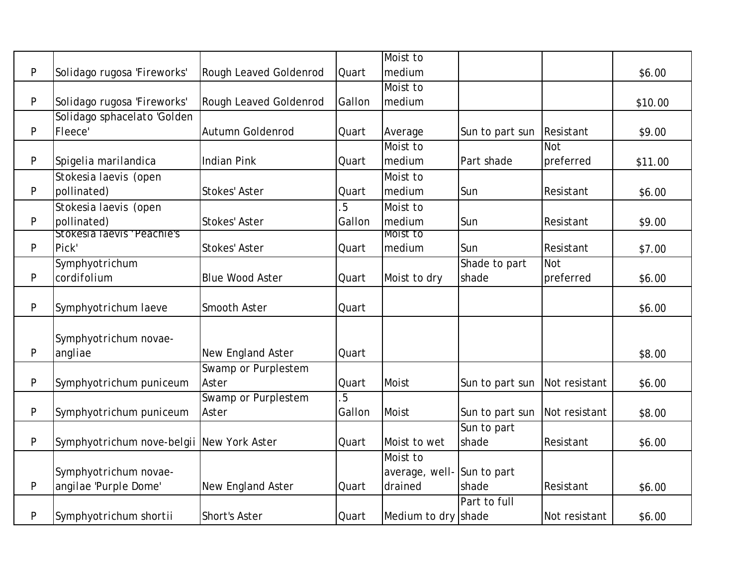| | | | | | | | |
|---|---|---|---|---|---|---|---|
| P | Solidago rugosa 'Fireworks' | Rough Leaved Goldenrod | Quart | Moist to medium | | | $6.00 |
| P | Solidago rugosa 'Fireworks' | Rough Leaved Goldenrod | Gallon | Moist to medium | | | $10.00 |
| P | Solidago sphacelato 'Golden Fleece' | Autumn Goldenrod | Quart | Average | Sun to part sun | Resistant | $9.00 |
| P | Spigelia marilandica | Indian Pink | Quart | Moist to medium | Part shade | Not preferred | $11.00 |
| P | Stokesia laevis (open pollinated) | Stokes' Aster | Quart | Moist to medium | Sun | Resistant | $6.00 |
| P | Stokesia laevis (open pollinated) | Stokes' Aster | .5 Gallon | Moist to medium | Sun | Resistant | $9.00 |
| P | Stokesia laevis 'Peachie's Pick' | Stokes' Aster | Quart | Moist to medium | Sun | Resistant | $7.00 |
| P | Symphyotrichum cordifolium | Blue Wood Aster | Quart | Moist to dry | Shade to part shade | Not preferred | $6.00 |
| P | Symphyotrichum laeve | Smooth Aster | Quart | | | | $6.00 |
| P | Symphyotrichum novae-angliae | New England Aster | Quart | | | | $8.00 |
| P | Symphyotrichum puniceum | Swamp or Purplestem Aster | Quart | Moist | Sun to part sun | Not resistant | $6.00 |
| P | Symphyotrichum puniceum | Swamp or Purplestem Aster | .5 Gallon | Moist | Sun to part sun | Not resistant | $8.00 |
| P | Symphyotrichum nove-belgii | New York Aster | Quart | Moist to wet | Sun to part shade | Resistant | $6.00 |
| P | Symphyotrichum novae-angilae 'Purple Dome' | New England Aster | Quart | Moist to average, well-drained | Sun to part shade | Resistant | $6.00 |
| P | Symphyotrichum shortii | Short's Aster | Quart | Medium to dry | Part to full shade | Not resistant | $6.00 |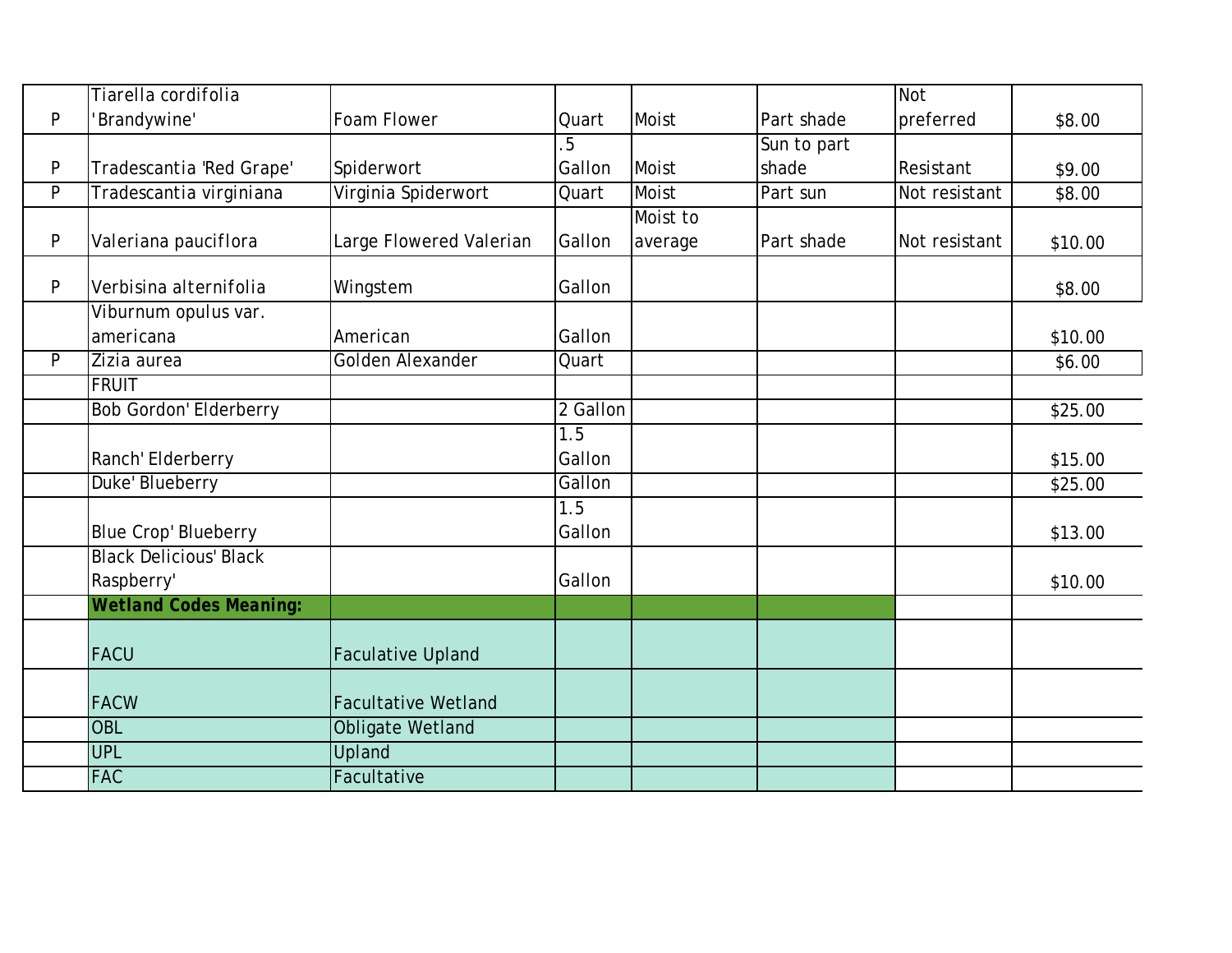| | | | | | | | |
|---|---|---|---|---|---|---|---|
| P | Tiarella cordifolia 'Brandywine' | Foam Flower | Quart | Moist | Part shade | Not preferred | $8.00 |
| P | Tradescantia 'Red Grape' | Spiderwort | .5 Gallon | Moist | Sun to part shade | Resistant | $9.00 |
| P | Tradescantia virginiana | Virginia Spiderwort | Quart | Moist | Part sun | Not resistant | $8.00 |
| P | Valeriana pauciflora | Large Flowered Valerian | Gallon | Moist to average | Part shade | Not resistant | $10.00 |
| P | Verbisina alternifolia | Wingstem | Gallon | | | | $8.00 |
| | Viburnum opulus var. americana | American | Gallon | | | | $10.00 |
| P | Zizia aurea | Golden Alexander | Quart | | | | $6.00 |
| | FRUIT | | | | | | |
| | Bob Gordon' Elderberry | | 2 Gallon | | | | $25.00 |
| | Ranch' Elderberry | | 1.5 Gallon | | | | $15.00 |
| | Duke' Blueberry | | Gallon | | | | $25.00 |
| | Blue Crop' Blueberry | | 1.5 Gallon | | | | $13.00 |
| | Black Delicious' Black Raspberry' | | Gallon | | | | $10.00 |
| | **Wetland Codes Meaning:** | | | | | | |
| | FACU | Faculative Upland | | | | | |
| | FACW | Facultative Wetland | | | | | |
| | OBL | Obligate Wetland | | | | | |
| | UPL | Upland | | | | | |
| | FAC | Facultative | | | | | |